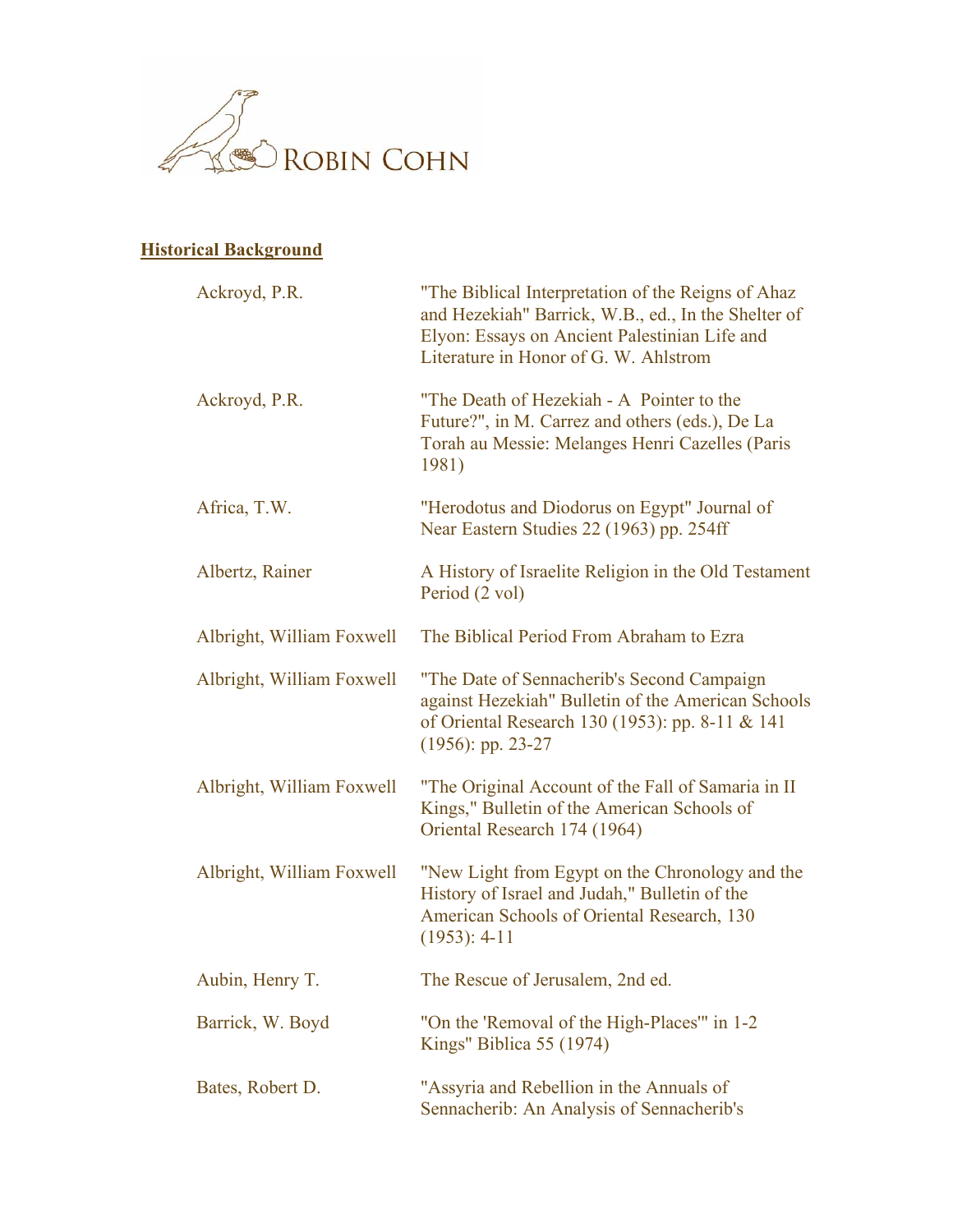ROBIN COHN

## **Historical Background**

| | |
|---|---|
| Ackroyd, P.R. | "The Biblical Interpretation of the Reigns of Ahaz and Hezekiah" Barrick, W.B., ed., In the Shelter of Elyon: Essays on Ancient Palestinian Life and Literature in Honor of G. W. Ahlstrom |
| Ackroyd, P.R. | "The Death of Hezekiah - A Pointer to the Future?", in M. Carrez and others (eds.), De La Torah au Messie: Melanges Henri Cazelles (Paris 1981) |
| Africa, T.W. | "Herodotus and Diodorus on Egypt" Journal of Near Eastern Studies 22 (1963) pp. 254ff |
| Albertz, Rainer | A History of Israelite Religion in the Old Testament Period (2 vol) |
| Albright, William Foxwell | The Biblical Period From Abraham to Ezra |
| Albright, William Foxwell | "The Date of Sennacherib's Second Campaign against Hezekiah" Bulletin of the American Schools of Oriental Research 130 (1953): pp. 8-11 & 141 (1956): pp. 23-27 |
| Albright, William Foxwell | "The Original Account of the Fall of Samaria in II Kings," Bulletin of the American Schools of Oriental Research 174 (1964) |
| Albright, William Foxwell | "New Light from Egypt on the Chronology and the History of Israel and Judah," Bulletin of the American Schools of Oriental Research, 130 (1953): 4-11 |
| Aubin, Henry T. | The Rescue of Jerusalem, 2nd ed. |
| Barrick, W. Boyd | "On the 'Removal of the High-Places'" in 1-2 Kings" Biblica 55 (1974) |
| Bates, Robert D. | "Assyria and Rebellion in the Annals of Sennacherib: An Analysis of Sennacherib's |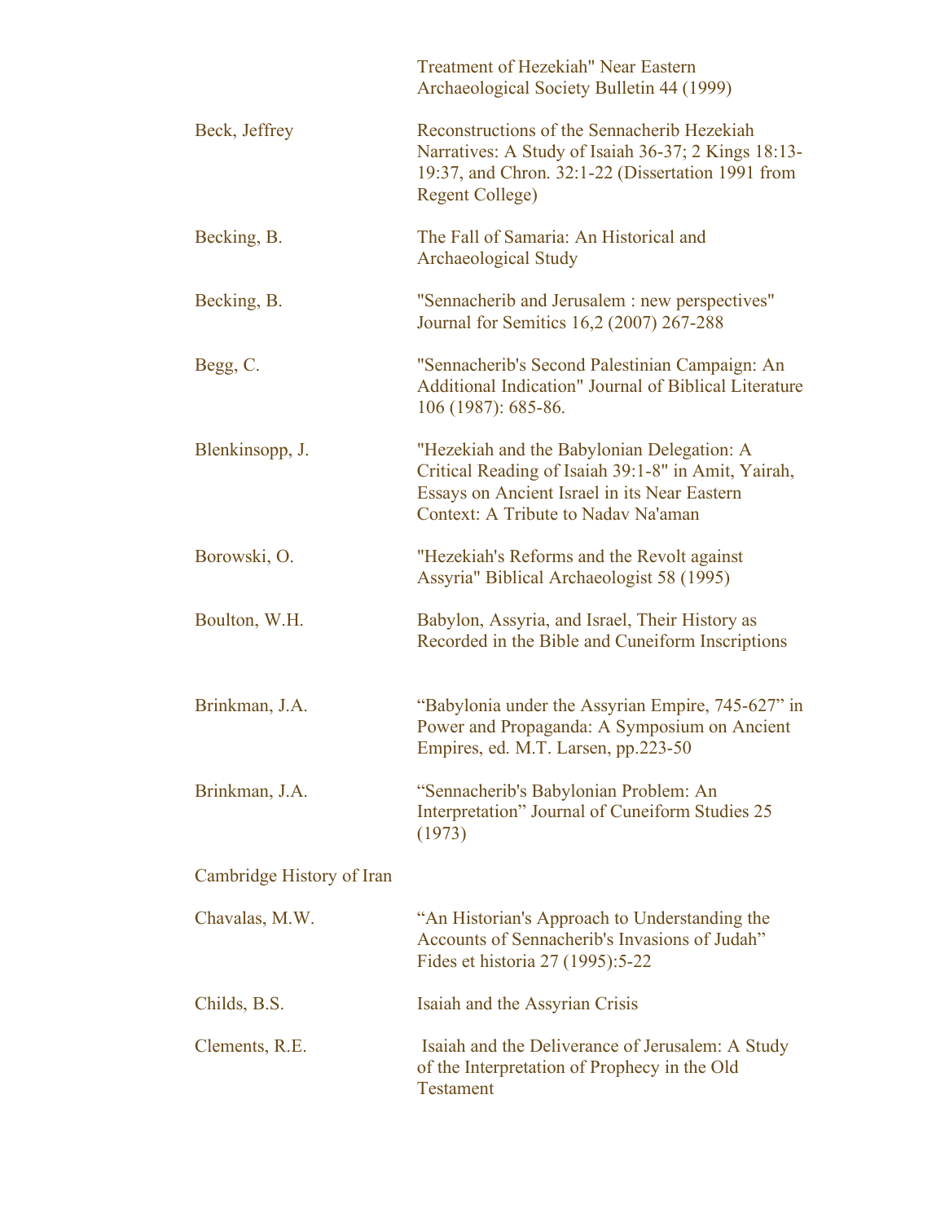| | |
|---|---|
| | Treatment of Hezekiah" Near Eastern Archaeological Society Bulletin 44 (1999) |
| Beck, Jeffrey | Reconstructions of the Sennacherib Hezekiah Narratives: A Study of Isaiah 36-37; 2 Kings 18:13-19:37, and Chron. 32:1-22 (Dissertation 1991 from Regent College) |
| Becking, B. | The Fall of Samaria: An Historical and Archaeological Study |
| Becking, B. | "Sennacherib and Jerusalem : new perspectives" Journal for Semitics 16,2 (2007) 267-288 |
| Begg, C. | "Sennacherib's Second Palestinian Campaign: An Additional Indication" Journal of Biblical Literature 106 (1987): 685-86. |
| Blenkinsopp, J. | "Hezekiah and the Babylonian Delegation: A Critical Reading of Isaiah 39:1-8" in Amit, Yairah, Essays on Ancient Israel in its Near Eastern Context: A Tribute to Nadav Na'aman |
| Borowski, O. | "Hezekiah's Reforms and the Revolt against Assyria" Biblical Archaeologist 58 (1995) |
| Boulton, W.H. | Babylon, Assyria, and Israel, Their History as Recorded in the Bible and Cuneiform Inscriptions |
| Brinkman, J.A. | "Babylonia under the Assyrian Empire, 745-627" in Power and Propaganda: A Symposium on Ancient Empires, ed. M.T. Larsen, pp.223-50 |
| Brinkman, J.A. | "Sennacherib's Babylonian Problem: An Interpretation" Journal of Cuneiform Studies 25 (1973) |
| Cambridge History of Iran | |
| Chavalas, M.W. | "An Historian's Approach to Understanding the Accounts of Sennacherib's Invasions of Judah" Fides et historia 27 (1995):5-22 |
| Childs, B.S. | Isaiah and the Assyrian Crisis |
| Clements, R.E. | Isaiah and the Deliverance of Jerusalem: A Study of the Interpretation of Prophecy in the Old Testament |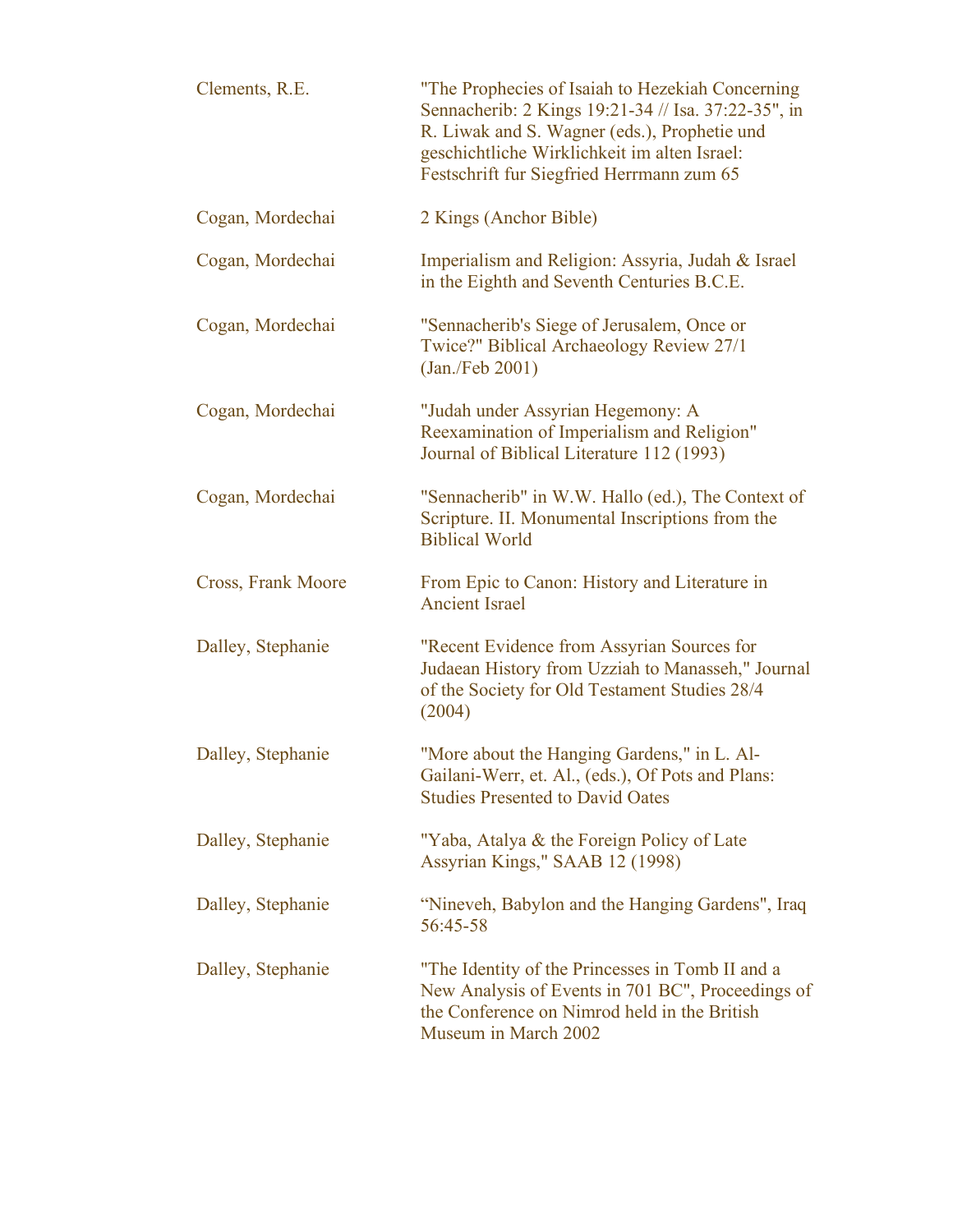| | |
|---|---|
| Clements, R.E. | "The Prophecies of Isaiah to Hezekiah Concerning Sennacherib: 2 Kings 19:21-34 // Isa. 37:22-35", in R. Liwak and S. Wagner (eds.), Prophetie und geschichtliche Wirklichkeit im alten Israel: Festschrift fur Siegfried Herrmann zum 65 |
| Cogan, Mordechai | 2 Kings (Anchor Bible) |
| Cogan, Mordechai | Imperialism and Religion: Assyria, Judah & Israel in the Eighth and Seventh Centuries B.C.E. |
| Cogan, Mordechai | "Sennacherib's Siege of Jerusalem, Once or Twice?" Biblical Archaeology Review 27/1 (Jan./Feb 2001) |
| Cogan, Mordechai | "Judah under Assyrian Hegemony: A Reexamination of Imperialism and Religion" Journal of Biblical Literature 112 (1993) |
| Cogan, Mordechai | "Sennacherib" in W.W. Hallo (ed.), The Context of Scripture. II. Monumental Inscriptions from the Biblical World |
| Cross, Frank Moore | From Epic to Canon: History and Literature in Ancient Israel |
| Dalley, Stephanie | "Recent Evidence from Assyrian Sources for Judaean History from Uzziah to Manasseh," Journal of the Society for Old Testament Studies 28/4 (2004) |
| Dalley, Stephanie | "More about the Hanging Gardens," in L. Al-Gailani-Werr, et. Al., (eds.), Of Pots and Plans: Studies Presented to David Oates |
| Dalley, Stephanie | "Yaba, Atalya & the Foreign Policy of Late Assyrian Kings," SAAB 12 (1998) |
| Dalley, Stephanie | "Nineveh, Babylon and the Hanging Gardens", Iraq 56:45-58 |
| Dalley, Stephanie | "The Identity of the Princesses in Tomb II and a New Analysis of Events in 701 BC", Proceedings of the Conference on Nimrod held in the British Museum in March 2002 |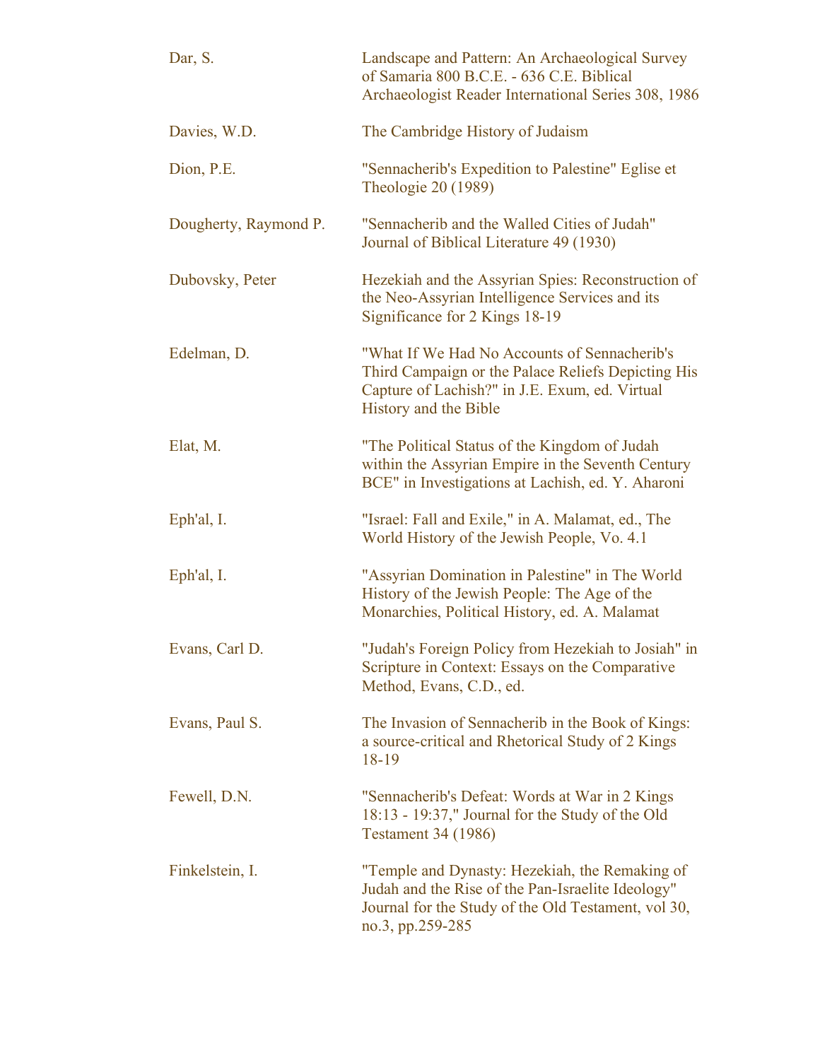| | |
|---|---|
| Dar, S. | Landscape and Pattern: An Archaeological Survey of Samaria 800 B.C.E. - 636 C.E. Biblical Archaeologist Reader International Series 308, 1986 |
| Davies, W.D. | The Cambridge History of Judaism |
| Dion, P.E. | "Sennacherib's Expedition to Palestine" Eglise et Theologie 20 (1989) |
| Dougherty, Raymond P. | "Sennacherib and the Walled Cities of Judah" Journal of Biblical Literature 49 (1930) |
| Dubovsky, Peter | Hezekiah and the Assyrian Spies: Reconstruction of the Neo-Assyrian Intelligence Services and its Significance for 2 Kings 18-19 |
| Edelman, D. | "What If We Had No Accounts of Sennacherib's Third Campaign or the Palace Reliefs Depicting His Capture of Lachish?" in J.E. Exum, ed. Virtual History and the Bible |
| Elat, M. | "The Political Status of the Kingdom of Judah within the Assyrian Empire in the Seventh Century BCE" in Investigations at Lachish, ed. Y. Aharoni |
| Eph'al, I. | "Israel: Fall and Exile," in A. Malamat, ed., The World History of the Jewish People, Vo. 4.1 |
| Eph'al, I. | "Assyrian Domination in Palestine" in The World History of the Jewish People: The Age of the Monarchies, Political History, ed. A. Malamat |
| Evans, Carl D. | "Judah's Foreign Policy from Hezekiah to Josiah" in Scripture in Context: Essays on the Comparative Method, Evans, C.D., ed. |
| Evans, Paul S. | The Invasion of Sennacherib in the Book of Kings: a source-critical and Rhetorical Study of 2 Kings 18-19 |
| Fewell, D.N. | "Sennacherib's Defeat: Words at War in 2 Kings 18:13 - 19:37," Journal for the Study of the Old Testament 34 (1986) |
| Finkelstein, I. | "Temple and Dynasty: Hezekiah, the Remaking of Judah and the Rise of the Pan-Israelite Ideology" Journal for the Study of the Old Testament, vol 30, no.3, pp.259-285 |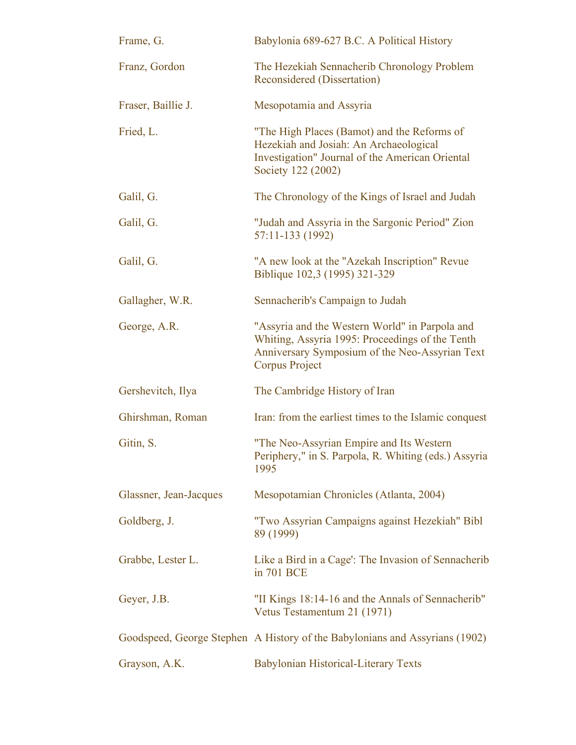| | |
|---|---|
| Frame, G. | Babylonia 689-627 B.C. A Political History |
| Franz, Gordon | The Hezekiah Sennacherib Chronology Problem Reconsidered (Dissertation) |
| Fraser, Baillie J. | Mesopotamia and Assyria |
| Fried, L. | "The High Places (Bamot) and the Reforms of Hezekiah and Josiah: An Archaeological Investigation" Journal of the American Oriental Society 122 (2002) |
| Galil, G. | The Chronology of the Kings of Israel and Judah |
| Galil, G. | "Judah and Assyria in the Sargonic Period" Zion 57:11-133 (1992) |
| Galil, G. | "A new look at the "Azekah Inscription" Revue Biblique 102,3 (1995) 321-329 |
| Gallagher, W.R. | Sennacherib's Campaign to Judah |
| George, A.R. | "Assyria and the Western World" in Parpola and Whiting, Assyria 1995: Proceedings of the Tenth Anniversary Symposium of the Neo-Assyrian Text Corpus Project |
| Gershevitch, Ilya | The Cambridge History of Iran |
| Ghirshman, Roman | Iran: from the earliest times to the Islamic conquest |
| Gitin, S. | "The Neo-Assyrian Empire and Its Western Periphery," in S. Parpola, R. Whiting (eds.) Assyria 1995 |
| Glassner, Jean-Jacques | Mesopotamian Chronicles (Atlanta, 2004) |
| Goldberg, J. | "Two Assyrian Campaigns against Hezekiah" Bibl 89 (1999) |
| Grabbe, Lester L. | Like a Bird in a Cage': The Invasion of Sennacherib in 701 BCE |
| Geyer, J.B. | "II Kings 18:14-16 and the Annals of Sennacherib" Vetus Testamentum 21 (1971) |
| Goodspeed, George Stephen | A History of the Babylonians and Assyrians (1902) |
| Grayson, A.K. | Babylonian Historical-Literary Texts |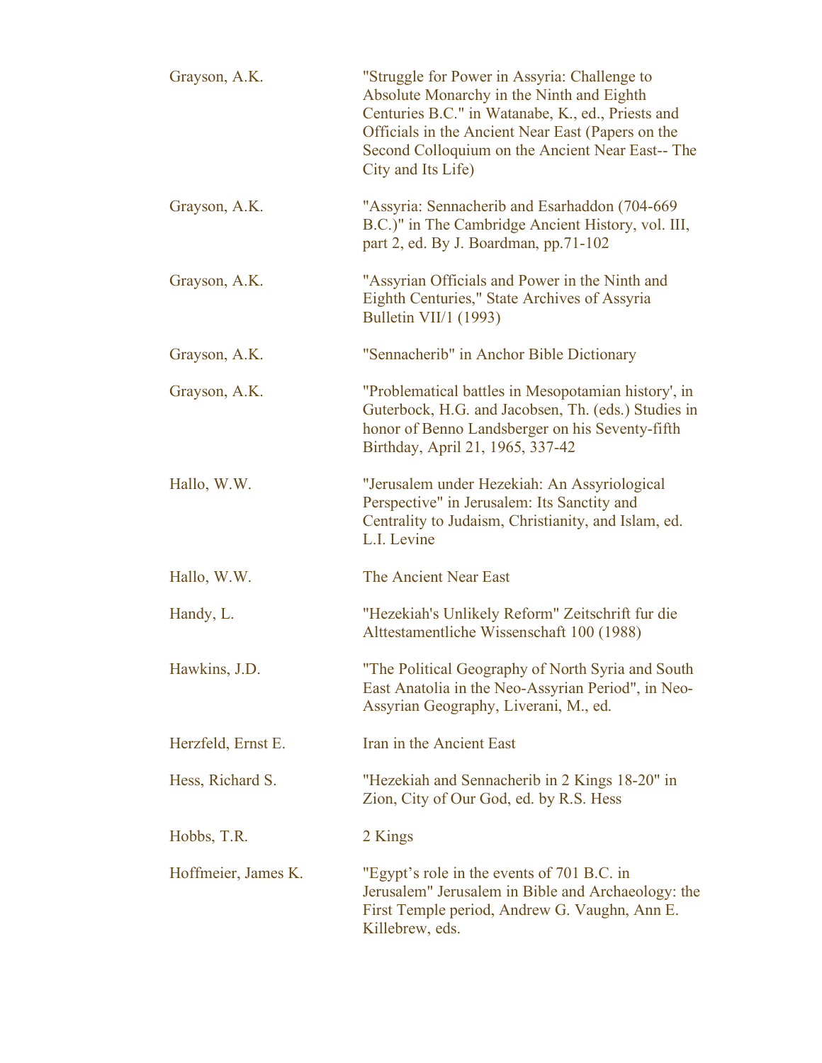| | |
|---|---|
| Grayson, A.K. | "Struggle for Power in Assyria: Challenge to Absolute Monarchy in the Ninth and Eighth Centuries B.C." in Watanabe, K., ed., Priests and Officials in the Ancient Near East (Papers on the Second Colloquium on the Ancient Near East-- The City and Its Life) |
| Grayson, A.K. | "Assyria: Sennacherib and Esarhaddon (704-669 B.C.)" in The Cambridge Ancient History, vol. III, part 2, ed. By J. Boardman, pp.71-102 |
| Grayson, A.K. | "Assyrian Officials and Power in the Ninth and Eighth Centuries," State Archives of Assyria Bulletin VII/1 (1993) |
| Grayson, A.K. | "Sennacherib" in Anchor Bible Dictionary |
| Grayson, A.K. | "Problematical battles in Mesopotamian history', in Guterbock, H.G. and Jacobsen, Th. (eds.) Studies in honor of Benno Landsberger on his Seventy-fifth Birthday, April 21, 1965, 337-42 |
| Hallo, W.W. | "Jerusalem under Hezekiah: An Assyriological Perspective" in Jerusalem: Its Sanctity and Centrality to Judaism, Christianity, and Islam, ed. L.I. Levine |
| Hallo, W.W. | The Ancient Near East |
| Handy, L. | "Hezekiah's Unlikely Reform" Zeitschrift fur die Alttestamentliche Wissenschaft 100 (1988) |
| Hawkins, J.D. | "The Political Geography of North Syria and South East Anatolia in the Neo-Assyrian Period", in Neo-Assyrian Geography, Liverani, M., ed. |
| Herzfeld, Ernst E. | Iran in the Ancient East |
| Hess, Richard S. | "Hezekiah and Sennacherib in 2 Kings 18-20" in Zion, City of Our God, ed. by R.S. Hess |
| Hobbs, T.R. | 2 Kings |
| Hoffmeier, James K. | "Egypt's role in the events of 701 B.C. in Jerusalem" Jerusalem in Bible and Archaeology: the First Temple period, Andrew G. Vaughn, Ann E. Killebrew, eds. |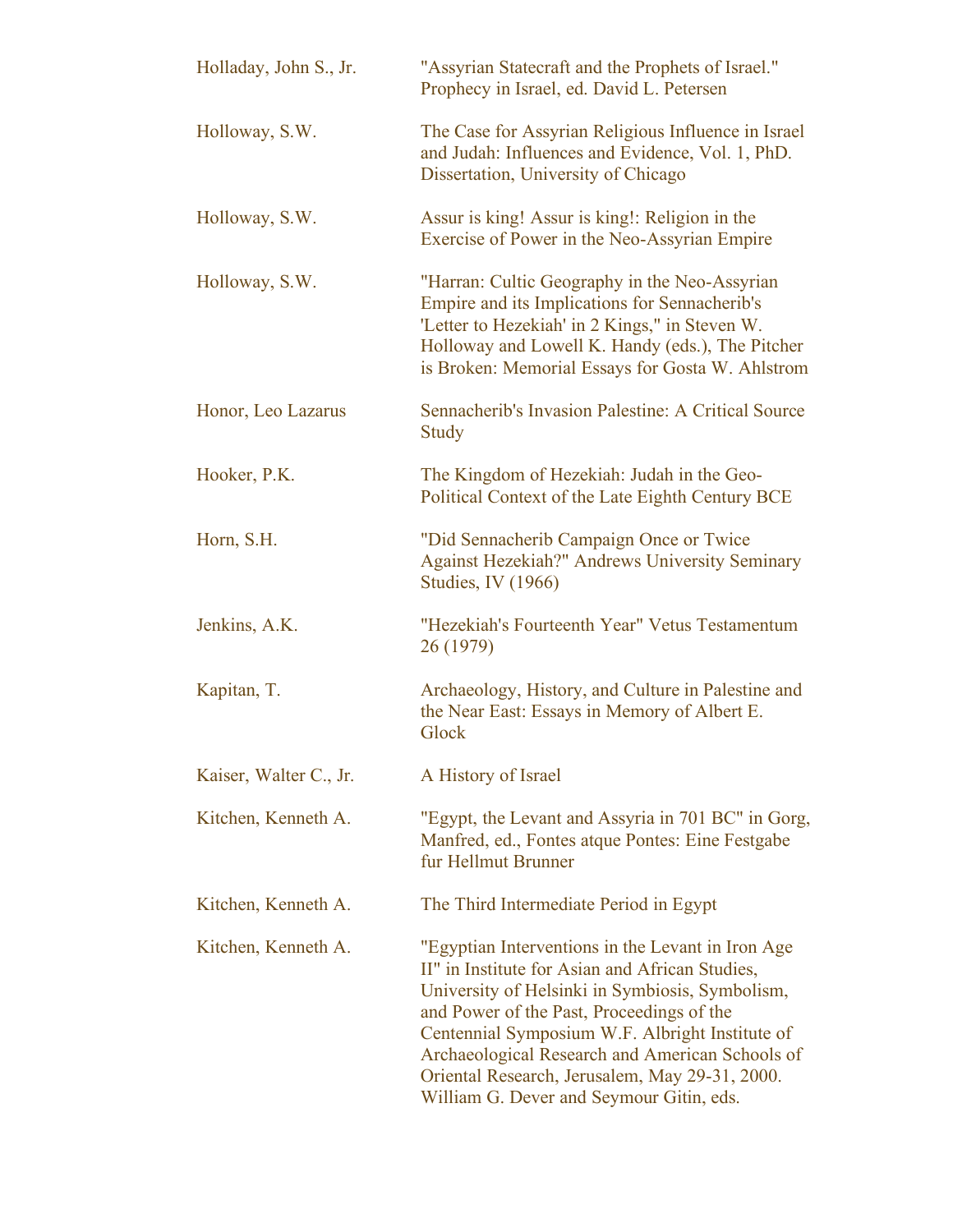| | |
|---|---|
| Holladay, John S., Jr. | "Assyrian Statecraft and the Prophets of Israel." Prophecy in Israel, ed. David L. Petersen |
| Holloway, S.W. | The Case for Assyrian Religious Influence in Israel and Judah: Influences and Evidence, Vol. 1, PhD. Dissertation, University of Chicago |
| Holloway, S.W. | Assur is king! Assur is king!: Religion in the Exercise of Power in the Neo-Assyrian Empire |
| Holloway, S.W. | "Harran: Cultic Geography in the Neo-Assyrian Empire and its Implications for Sennacherib's 'Letter to Hezekiah' in 2 Kings," in Steven W. Holloway and Lowell K. Handy (eds.), The Pitcher is Broken: Memorial Essays for Gosta W. Ahlstrom |
| Honor, Leo Lazarus | Sennacherib's Invasion Palestine: A Critical Source Study |
| Hooker, P.K. | The Kingdom of Hezekiah: Judah in the Geo-Political Context of the Late Eighth Century BCE |
| Horn, S.H. | "Did Sennacherib Campaign Once or Twice Against Hezekiah?" Andrews University Seminary Studies, IV (1966) |
| Jenkins, A.K. | "Hezekiah's Fourteenth Year" Vetus Testamentum 26 (1979) |
| Kapitan, T. | Archaeology, History, and Culture in Palestine and the Near East: Essays in Memory of Albert E. Glock |
| Kaiser, Walter C., Jr. | A History of Israel |
| Kitchen, Kenneth A. | "Egypt, the Levant and Assyria in 701 BC" in Gorg, Manfred, ed., Fontes atque Pontes: Eine Festgabe fur Hellmut Brunner |
| Kitchen, Kenneth A. | The Third Intermediate Period in Egypt |
| Kitchen, Kenneth A. | "Egyptian Interventions in the Levant in Iron Age II" in Institute for Asian and African Studies, University of Helsinki in Symbiosis, Symbolism, and Power of the Past, Proceedings of the Centennial Symposium W.F. Albright Institute of Archaeological Research and American Schools of Oriental Research, Jerusalem, May 29-31, 2000. William G. Dever and Seymour Gitin, eds. |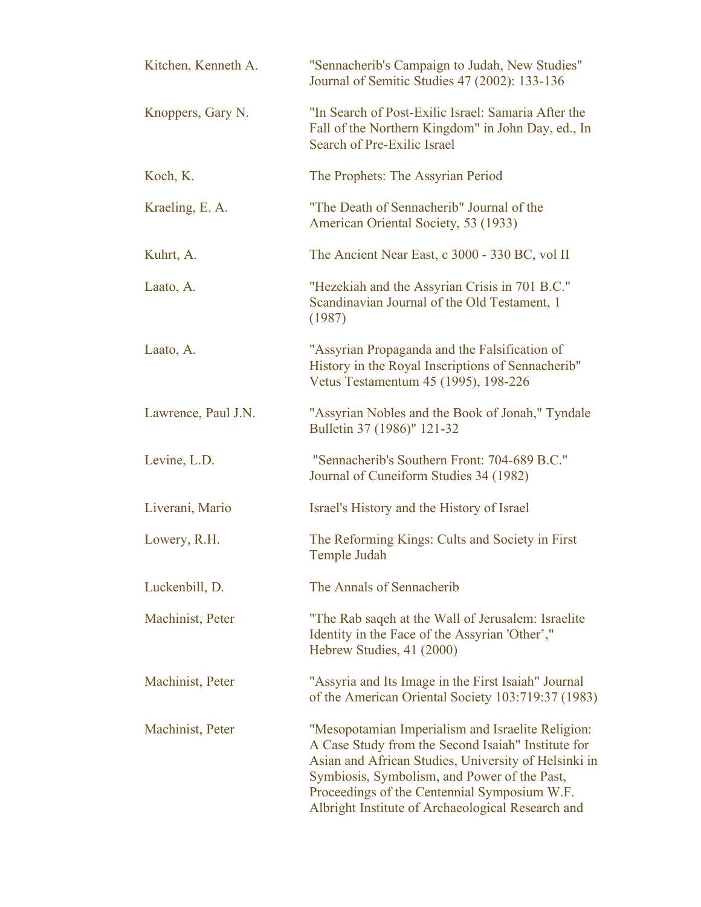| | |
|---|---|
| Kitchen, Kenneth A. | "Sennacherib's Campaign to Judah, New Studies" Journal of Semitic Studies 47 (2002): 133-136 |
| Knoppers, Gary N. | "In Search of Post-Exilic Israel: Samaria After the Fall of the Northern Kingdom" in John Day, ed., In Search of Pre-Exilic Israel |
| Koch, K. | The Prophets: The Assyrian Period |
| Kraeling, E. A. | "The Death of Sennacherib" Journal of the American Oriental Society, 53 (1933) |
| Kuhrt, A. | The Ancient Near East, c 3000 - 330 BC, vol II |
| Laato, A. | "Hezekiah and the Assyrian Crisis in 701 B.C." Scandinavian Journal of the Old Testament, 1 (1987) |
| Laato, A. | "Assyrian Propaganda and the Falsification of History in the Royal Inscriptions of Sennacherib" Vetus Testamentum 45 (1995), 198-226 |
| Lawrence, Paul J.N. | "Assyrian Nobles and the Book of Jonah," Tyndale Bulletin 37 (1986)" 121-32 |
| Levine, L.D. | "Sennacherib's Southern Front: 704-689 B.C." Journal of Cuneiform Studies 34 (1982) |
| Liverani, Mario | Israel's History and the History of Israel |
| Lowery, R.H. | The Reforming Kings: Cults and Society in First Temple Judah |
| Luckenbill, D. | The Annals of Sennacherib |
| Machinist, Peter | "The Rab saqeh at the Wall of Jerusalem: Israelite Identity in the Face of the Assyrian 'Other'," Hebrew Studies, 41 (2000) |
| Machinist, Peter | "Assyria and Its Image in the First Isaiah" Journal of the American Oriental Society 103:719:37 (1983) |
| Machinist, Peter | "Mesopotamian Imperialism and Israelite Religion: A Case Study from the Second Isaiah" Institute for Asian and African Studies, University of Helsinki in Symbiosis, Symbolism, and Power of the Past, Proceedings of the Centennial Symposium W.F. Albright Institute of Archaeological Research and |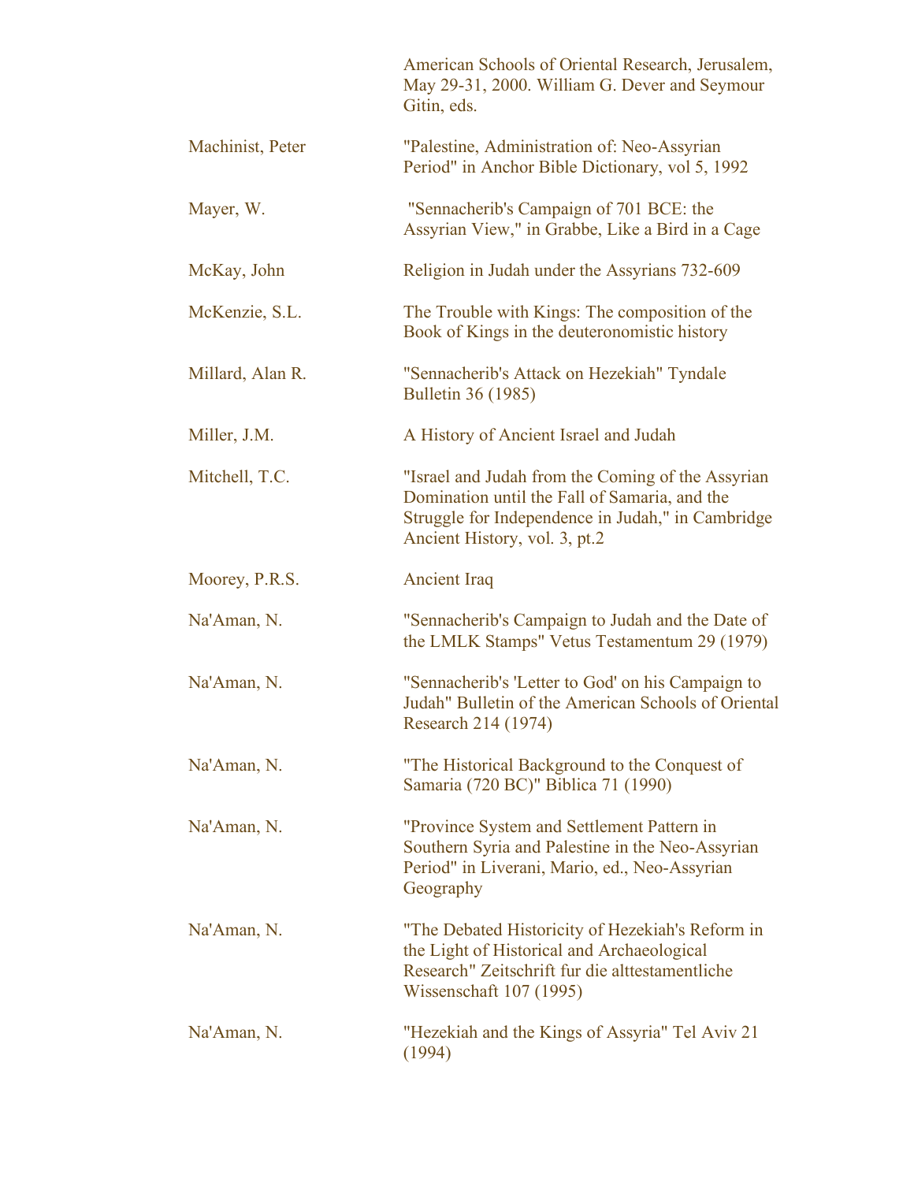| | |
|---|---|
| | American Schools of Oriental Research, Jerusalem, May 29-31, 2000. William G. Dever and Seymour Gitin, eds. |
| Machinist, Peter | "Palestine, Administration of: Neo-Assyrian Period" in Anchor Bible Dictionary, vol 5, 1992 |
| Mayer, W. | "Sennacherib's Campaign of 701 BCE: the Assyrian View," in Grabbe, Like a Bird in a Cage |
| McKay, John | Religion in Judah under the Assyrians 732-609 |
| McKenzie, S.L. | The Trouble with Kings: The composition of the Book of Kings in the deuteronomistic history |
| Millard, Alan R. | "Sennacherib's Attack on Hezekiah" Tyndale Bulletin 36 (1985) |
| Miller, J.M. | A History of Ancient Israel and Judah |
| Mitchell, T.C. | "Israel and Judah from the Coming of the Assyrian Domination until the Fall of Samaria, and the Struggle for Independence in Judah," in Cambridge Ancient History, vol. 3, pt.2 |
| Moorey, P.R.S. | Ancient Iraq |
| Na'Aman, N. | "Sennacherib's Campaign to Judah and the Date of the LMLK Stamps" Vetus Testamentum 29 (1979) |
| Na'Aman, N. | "Sennacherib's 'Letter to God' on his Campaign to Judah" Bulletin of the American Schools of Oriental Research 214 (1974) |
| Na'Aman, N. | "The Historical Background to the Conquest of Samaria (720 BC)" Biblica 71 (1990) |
| Na'Aman, N. | "Province System and Settlement Pattern in Southern Syria and Palestine in the Neo-Assyrian Period" in Liverani, Mario, ed., Neo-Assyrian Geography |
| Na'Aman, N. | "The Debated Historicity of Hezekiah's Reform in the Light of Historical and Archaeological Research" Zeitschrift fur die alttestamentliche Wissenschaft 107 (1995) |
| Na'Aman, N. | "Hezekiah and the Kings of Assyria" Tel Aviv 21 (1994) |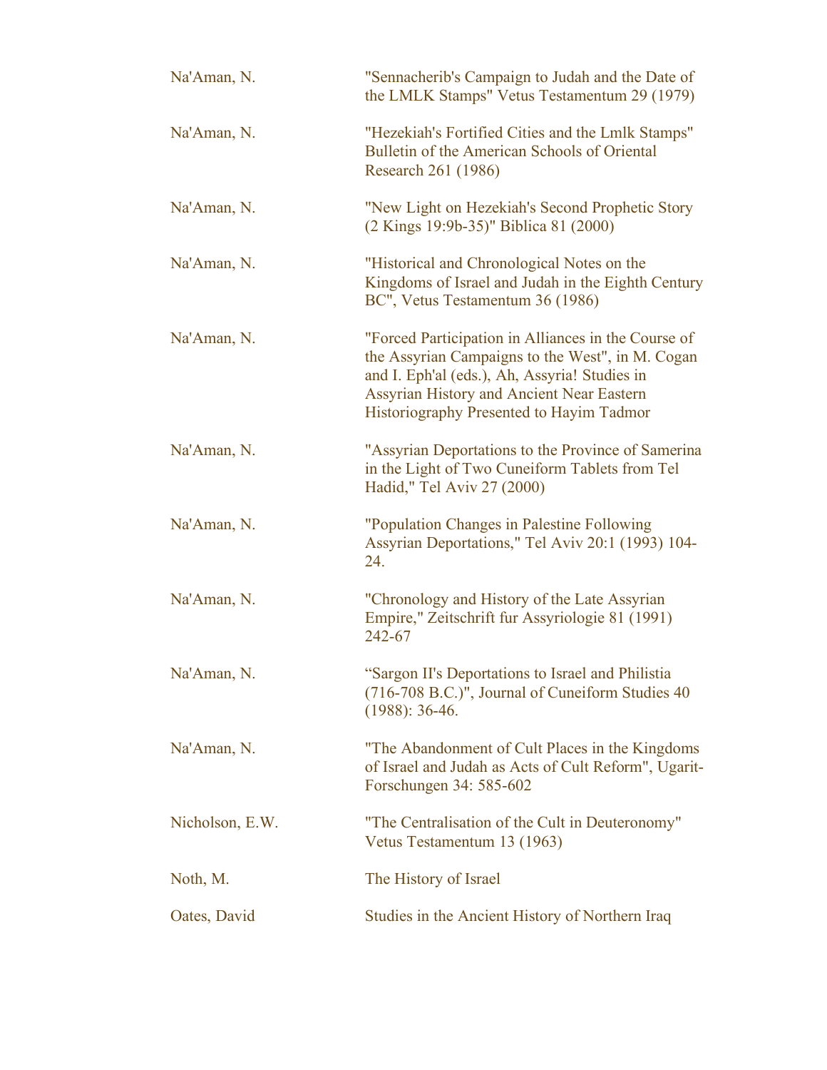| | |
|---|---|
| Na'Aman, N. | "Sennacherib's Campaign to Judah and the Date of the LMLK Stamps" Vetus Testamentum 29 (1979) |
| Na'Aman, N. | "Hezekiah's Fortified Cities and the Lmlk Stamps" Bulletin of the American Schools of Oriental Research 261 (1986) |
| Na'Aman, N. | "New Light on Hezekiah's Second Prophetic Story (2 Kings 19:9b-35)" Biblica 81 (2000) |
| Na'Aman, N. | "Historical and Chronological Notes on the Kingdoms of Israel and Judah in the Eighth Century BC", Vetus Testamentum 36 (1986) |
| Na'Aman, N. | "Forced Participation in Alliances in the Course of the Assyrian Campaigns to the West", in M. Cogan and I. Eph'al (eds.), Ah, Assyria! Studies in Assyrian History and Ancient Near Eastern Historiography Presented to Hayim Tadmor |
| Na'Aman, N. | "Assyrian Deportations to the Province of Samerina in the Light of Two Cuneiform Tablets from Tel Hadid," Tel Aviv 27 (2000) |
| Na'Aman, N. | "Population Changes in Palestine Following Assyrian Deportations," Tel Aviv 20:1 (1993) 104-24. |
| Na'Aman, N. | "Chronology and History of the Late Assyrian Empire," Zeitschrift fur Assyriologie 81 (1991) 242-67 |
| Na'Aman, N. | "Sargon II's Deportations to Israel and Philistia (716-708 B.C.)", Journal of Cuneiform Studies 40 (1988): 36-46. |
| Na'Aman, N. | "The Abandonment of Cult Places in the Kingdoms of Israel and Judah as Acts of Cult Reform", Ugarit-Forschungen 34: 585-602 |
| Nicholson, E.W. | "The Centralisation of the Cult in Deuteronomy" Vetus Testamentum 13 (1963) |
| Noth, M. | The History of Israel |
| Oates, David | Studies in the Ancient History of Northern Iraq |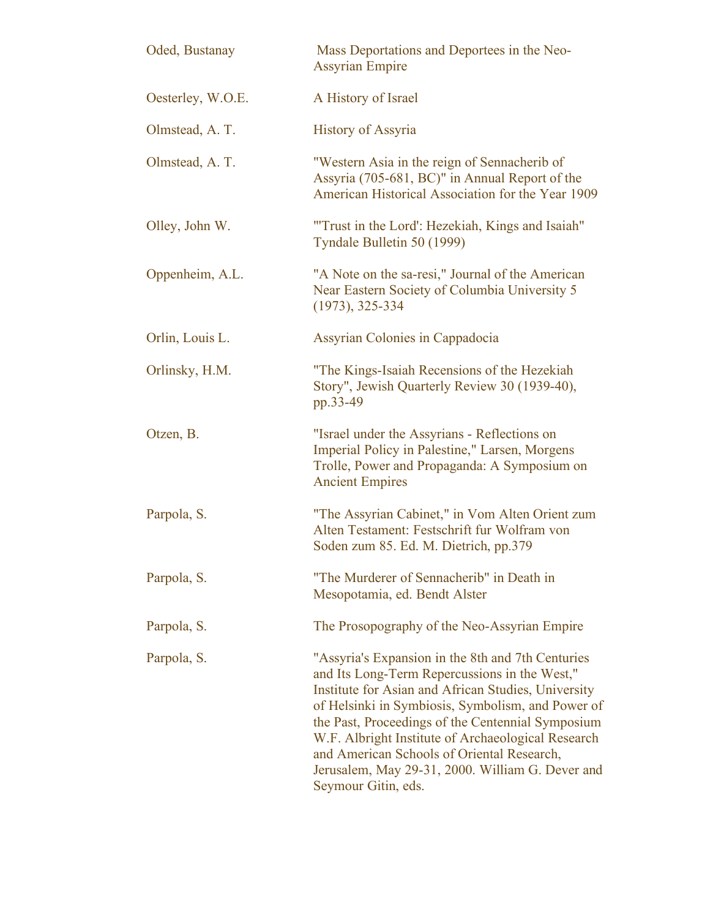| | |
|---|---|
| Oded, Bustanay | Mass Deportations and Deportees in the Neo-Assyrian Empire |
| Oesterley, W.O.E. | A History of Israel |
| Olmstead, A. T. | History of Assyria |
| Olmstead, A. T. | "Western Asia in the reign of Sennacherib of Assyria (705-681, BC)" in Annual Report of the American Historical Association for the Year 1909 |
| Olley, John W. | "'Trust in the Lord': Hezekiah, Kings and Isaiah" Tyndale Bulletin 50 (1999) |
| Oppenheim, A.L. | "A Note on the sa-resi," Journal of the American Near Eastern Society of Columbia University 5 (1973), 325-334 |
| Orlin, Louis L. | Assyrian Colonies in Cappadocia |
| Orlinsky, H.M. | "The Kings-Isaiah Recensions of the Hezekiah Story", Jewish Quarterly Review 30 (1939-40), pp.33-49 |
| Otzen, B. | "Israel under the Assyrians - Reflections on Imperial Policy in Palestine," Larsen, Morgens Trolle, Power and Propaganda: A Symposium on Ancient Empires |
| Parpola, S. | "The Assyrian Cabinet," in Vom Alten Orient zum Alten Testament: Festschrift fur Wolfram von Soden zum 85. Ed. M. Dietrich, pp.379 |
| Parpola, S. | "The Murderer of Sennacherib" in Death in Mesopotamia, ed. Bendt Alster |
| Parpola, S. | The Prosopography of the Neo-Assyrian Empire |
| Parpola, S. | "Assyria's Expansion in the 8th and 7th Centuries and Its Long-Term Repercussions in the West," Institute for Asian and African Studies, University of Helsinki in Symbiosis, Symbolism, and Power of the Past, Proceedings of the Centennial Symposium W.F. Albright Institute of Archaeological Research and American Schools of Oriental Research, Jerusalem, May 29-31, 2000. William G. Dever and Seymour Gitin, eds. |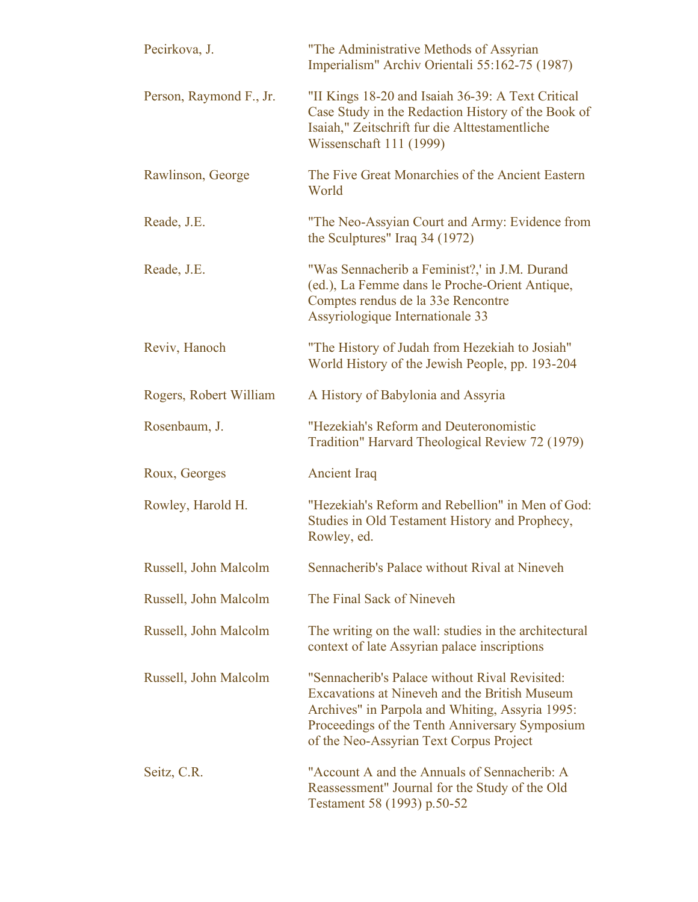| | |
|---|---|
| Pecirkova, J. | "The Administrative Methods of Assyrian Imperialism" Archiv Orientali 55:162-75 (1987) |
| Person, Raymond F., Jr. | "II Kings 18-20 and Isaiah 36-39: A Text Critical Case Study in the Redaction History of the Book of Isaiah," Zeitschrift fur die Alttestamentliche Wissenschaft 111 (1999) |
| Rawlinson, George | The Five Great Monarchies of the Ancient Eastern World |
| Reade, J.E. | "The Neo-Assyian Court and Army: Evidence from the Sculptures" Iraq 34 (1972) |
| Reade, J.E. | "Was Sennacherib a Feminist?,' in J.M. Durand (ed.), La Femme dans le Proche-Orient Antique, Comptes rendus de la 33e Rencontre Assyriologique Internationale 33 |
| Reviv, Hanoch | "The History of Judah from Hezekiah to Josiah" World History of the Jewish People, pp. 193-204 |
| Rogers, Robert William | A History of Babylonia and Assyria |
| Rosenbaum, J. | "Hezekiah's Reform and Deuteronomistic Tradition" Harvard Theological Review 72 (1979) |
| Roux, Georges | Ancient Iraq |
| Rowley, Harold H. | "Hezekiah's Reform and Rebellion" in Men of God: Studies in Old Testament History and Prophecy, Rowley, ed. |
| Russell, John Malcolm | Sennacherib's Palace without Rival at Nineveh |
| Russell, John Malcolm | The Final Sack of Nineveh |
| Russell, John Malcolm | The writing on the wall: studies in the architectural context of late Assyrian palace inscriptions |
| Russell, John Malcolm | "Sennacherib's Palace without Rival Revisited: Excavations at Nineveh and the British Museum Archives" in Parpola and Whiting, Assyria 1995: Proceedings of the Tenth Anniversary Symposium of the Neo-Assyrian Text Corpus Project |
| Seitz, C.R. | "Account A and the Annuals of Sennacherib: A Reassessment" Journal for the Study of the Old Testament 58 (1993) p.50-52 |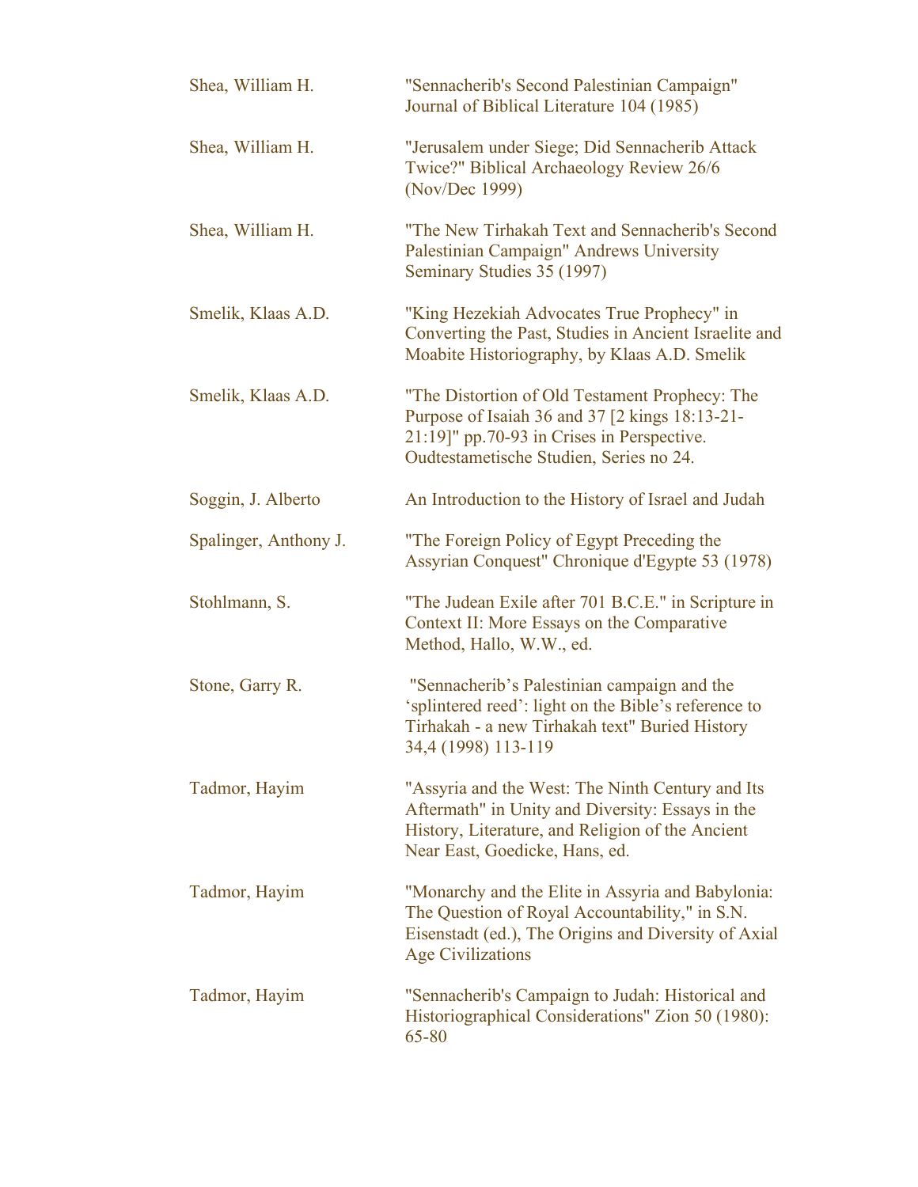| | |
|---|---|
| Shea, William H. | "Sennacherib's Second Palestinian Campaign" Journal of Biblical Literature 104 (1985) |
| Shea, William H. | "Jerusalem under Siege; Did Sennacherib Attack Twice?" Biblical Archaeology Review 26/6 (Nov/Dec 1999) |
| Shea, William H. | "The New Tirhakah Text and Sennacherib's Second Palestinian Campaign" Andrews University Seminary Studies 35 (1997) |
| Smelik, Klaas A.D. | "King Hezekiah Advocates True Prophecy" in Converting the Past, Studies in Ancient Israelite and Moabite Historiography, by Klaas A.D. Smelik |
| Smelik, Klaas A.D. | "The Distortion of Old Testament Prophecy: The Purpose of Isaiah 36 and 37 [2 kings 18:13-21-21:19]" pp.70-93 in Crises in Perspective. Oudtestametische Studien, Series no 24. |
| Soggin, J. Alberto | An Introduction to the History of Israel and Judah |
| Spalinger, Anthony J. | "The Foreign Policy of Egypt Preceding the Assyrian Conquest" Chronique d'Egypte 53 (1978) |
| Stohlmann, S. | "The Judean Exile after 701 B.C.E." in Scripture in Context II: More Essays on the Comparative Method, Hallo, W.W., ed. |
| Stone, Garry R. | "Sennacherib's Palestinian campaign and the 'splintered reed': light on the Bible's reference to Tirhakah - a new Tirhakah text" Buried History 34,4 (1998) 113-119 |
| Tadmor, Hayim | "Assyria and the West: The Ninth Century and Its Aftermath" in Unity and Diversity: Essays in the History, Literature, and Religion of the Ancient Near East, Goedicke, Hans, ed. |
| Tadmor, Hayim | "Monarchy and the Elite in Assyria and Babylonia: The Question of Royal Accountability," in S.N. Eisenstadt (ed.), The Origins and Diversity of Axial Age Civilizations |
| Tadmor, Hayim | "Sennacherib's Campaign to Judah: Historical and Historiographical Considerations" Zion 50 (1980): 65-80 |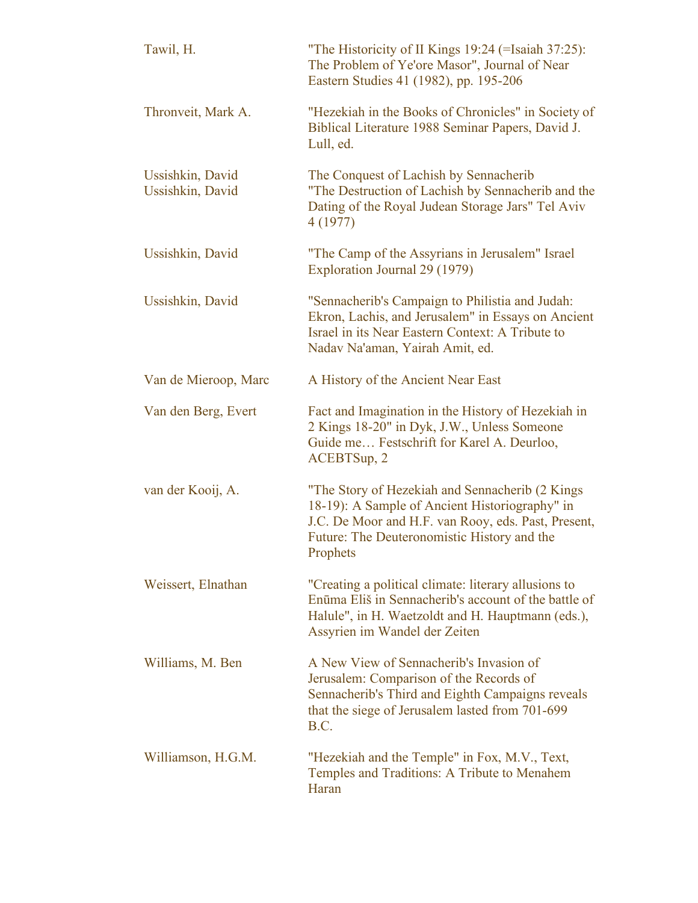| | |
|---|---|
| Tawil, H. | "The Historicity of II Kings 19:24 (=Isaiah 37:25): The Problem of Ye'ore Masor", Journal of Near Eastern Studies 41 (1982), pp. 195-206 |
| Thronveit, Mark A. | "Hezekiah in the Books of Chronicles" in Society of Biblical Literature 1988 Seminar Papers, David J. Lull, ed. |
| Ussishkin, David | The Conquest of Lachish by Sennacherib |
| Ussishkin, David | "The Destruction of Lachish by Sennacherib and the Dating of the Royal Judean Storage Jars" Tel Aviv 4 (1977) |
| Ussishkin, David | "The Camp of the Assyrians in Jerusalem" Israel Exploration Journal 29 (1979) |
| Ussishkin, David | "Sennacherib's Campaign to Philistia and Judah: Ekron, Lachis, and Jerusalem" in Essays on Ancient Israel in its Near Eastern Context: A Tribute to Nadav Na'aman, Yairah Amit, ed. |
| Van de Mieroop, Marc | A History of the Ancient Near East |
| Van den Berg, Evert | Fact and Imagination in the History of Hezekiah in 2 Kings 18-20" in Dyk, J.W., Unless Someone Guide me… Festschrift for Karel A. Deurloo, ACEBTSup, 2 |
| van der Kooij, A. | "The Story of Hezekiah and Sennacherib (2 Kings 18-19): A Sample of Ancient Historiography" in J.C. De Moor and H.F. van Rooy, eds. Past, Present, Future: The Deuteronomistic History and the Prophets |
| Weissert, Elnathan | "Creating a political climate: literary allusions to Enūma Eliš in Sennacherib's account of the battle of Halule", in H. Waetzoldt and H. Hauptmann (eds.), Assyrien im Wandel der Zeiten |
| Williams, M. Ben | A New View of Sennacherib's Invasion of Jerusalem: Comparison of the Records of Sennacherib's Third and Eighth Campaigns reveals that the siege of Jerusalem lasted from 701-699 B.C. |
| Williamson, H.G.M. | "Hezekiah and the Temple" in Fox, M.V., Text, Temples and Traditions: A Tribute to Menahem Haran |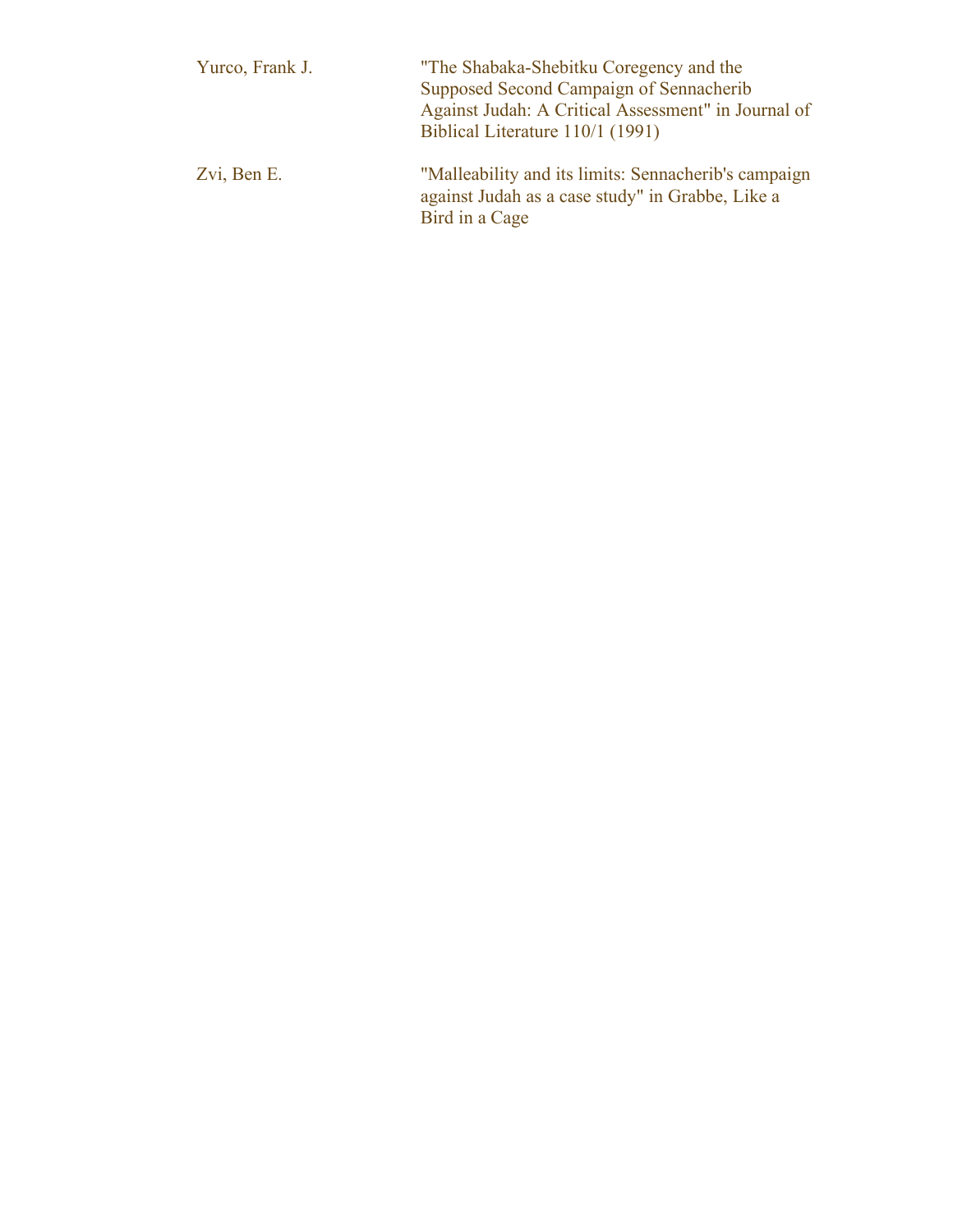| | |
|---|---|
| Yurco, Frank J. | "The Shabaka-Shebitku Coregency and the Supposed Second Campaign of Sennacherib Against Judah: A Critical Assessment" in Journal of Biblical Literature 110/1 (1991) |
| Zvi, Ben E. | "Malleability and its limits: Sennacherib's campaign against Judah as a case study" in Grabbe, Like a Bird in a Cage |